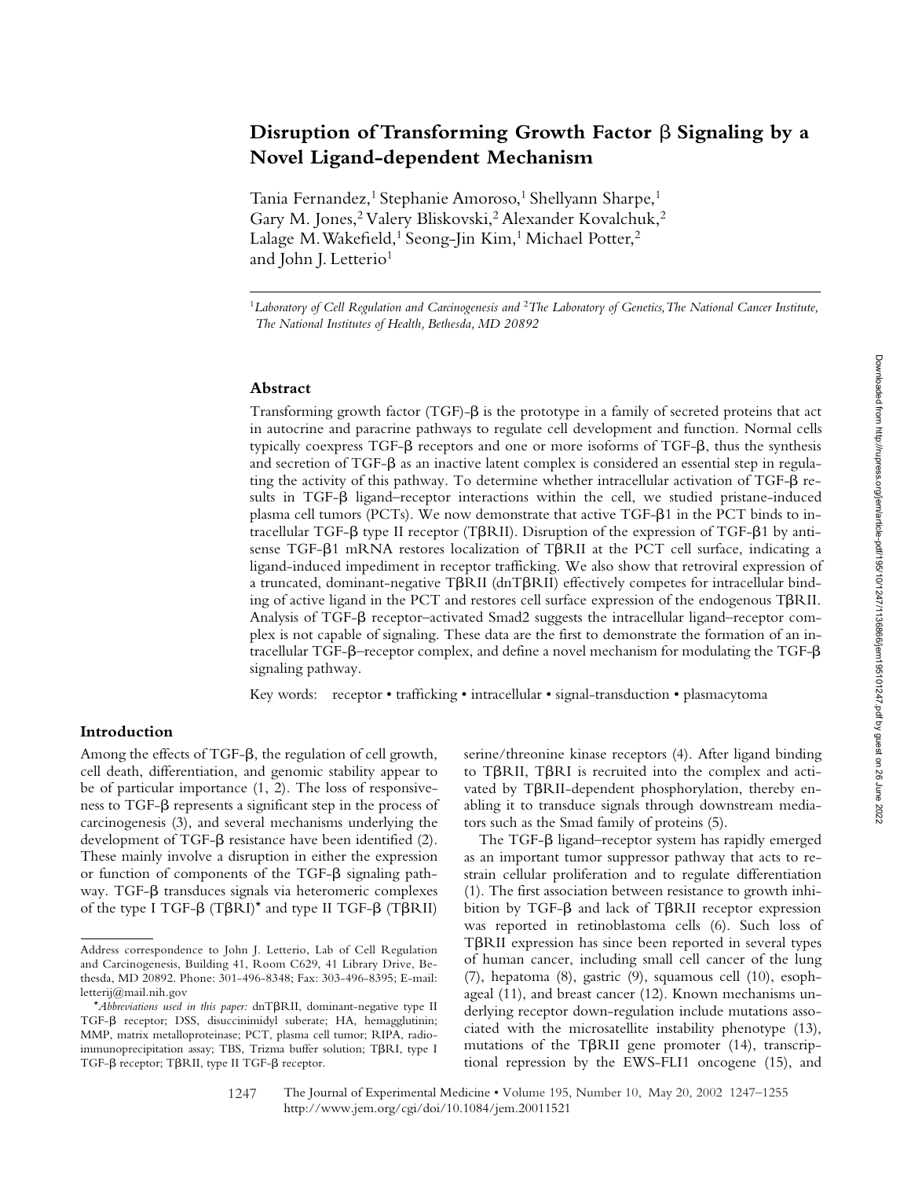# Disruption of Transforming Growth Factor β Signaling by a Novel Ligand-dependent Mechanism

Tania Fernandez,[1] Stephanie Amoroso,[1] Shellyann Sharpe,[1] Gary M. Jones,[2] Valery Bliskovski,[2] Alexander Kovalchuk,[2] Lalage M. Wakefield,[1] Seong-Jin Kim,[1] Michael Potter,[2] and John J. Letterio[1]

[1]*Laboratory of Cell Regulation and Carcinogenesis and* [2]*The Laboratory of Genetics, The National Cancer Institute, The National Institutes of Health, Bethesda, MD 20892*

## Abstract

Transforming growth factor (TGF)-β is the prototype in a family of secreted proteins that act in autocrine and paracrine pathways to regulate cell development and function. Normal cells typically coexpress TGF-β receptors and one or more isoforms of TGF-β, thus the synthesis and secretion of TGF-β as an inactive latent complex is considered an essential step in regulating the activity of this pathway. To determine whether intracellular activation of TGF-β results in TGF-β ligand–receptor interactions within the cell, we studied pristane-induced plasma cell tumors (PCTs). We now demonstrate that active TGF-β1 in the PCT binds to intracellular TGF-β type II receptor (TβRII). Disruption of the expression of TGF-β1 by antisense TGF-β1 mRNA restores localization of TβRII at the PCT cell surface, indicating a ligand-induced impediment in receptor trafficking. We also show that retroviral expression of a truncated, dominant-negative TβRII (dnTβRII) effectively competes for intracellular binding of active ligand in the PCT and restores cell surface expression of the endogenous TβRII. Analysis of TGF-β receptor–activated Smad2 suggests the intracellular ligand–receptor complex is not capable of signaling. These data are the first to demonstrate the formation of an intracellular TGF-β–receptor complex, and define a novel mechanism for modulating the TGF-β signaling pathway.

Key words: receptor • trafficking • intracellular • signal-transduction • plasmacytoma

## Introduction

Among the effects of TGF-β, the regulation of cell growth, cell death, differentiation, and genomic stability appear to be of particular importance (1, 2). The loss of responsiveness to TGF-β represents a significant step in the process of carcinogenesis (3), and several mechanisms underlying the development of TGF-β resistance have been identified (2). These mainly involve a disruption in either the expression or function of components of the TGF-β signaling pathway. TGF-β transduces signals via heteromeric complexes of the type I TGF-β (TβRI)* and type II TGF-β (TβRII) serine/threonine kinase receptors (4). After ligand binding to TβRII, TβRI is recruited into the complex and activated by TβRII-dependent phosphorylation, thereby enabling it to transduce signals through downstream mediators such as the Smad family of proteins (5).

The TGF-β ligand–receptor system has rapidly emerged as an important tumor suppressor pathway that acts to restrain cellular proliferation and to regulate differentiation (1). The first association between resistance to growth inhibition by TGF-β and lack of TβRII receptor expression was reported in retinoblastoma cells (6). Such loss of TβRII expression has since been reported in several types of human cancer, including small cell cancer of the lung (7), hepatoma (8), gastric (9), squamous cell (10), esophageal (11), and breast cancer (12). Known mechanisms underlying receptor down-regulation include mutations associated with the microsatellite instability phenotype (13), mutations of the TβRII gene promoter (14), transcriptional repression by the EWS-FLI1 oncogene (15), and

---

Address correspondence to John J. Letterio, Lab of Cell Regulation and Carcinogenesis, Building 41, Room C629, 41 Library Drive, Bethesda, MD 20892. Phone: 301-496-8348; Fax: 303-496-8395; E-mail: letterij@mail.nih.gov

**Abbreviations used in this paper:* dnTβRII, dominant-negative type II TGF-β receptor; DSS, disuccinimidyl suberate; HA, hemagglutinin; MMP, matrix metalloproteinase; PCT, plasma cell tumor; RIPA, radioimmunoprecipitation assay; TBS, Trizma buffer solution; TβRI, type I TGF-β receptor; TβRII, type II TGF-β receptor.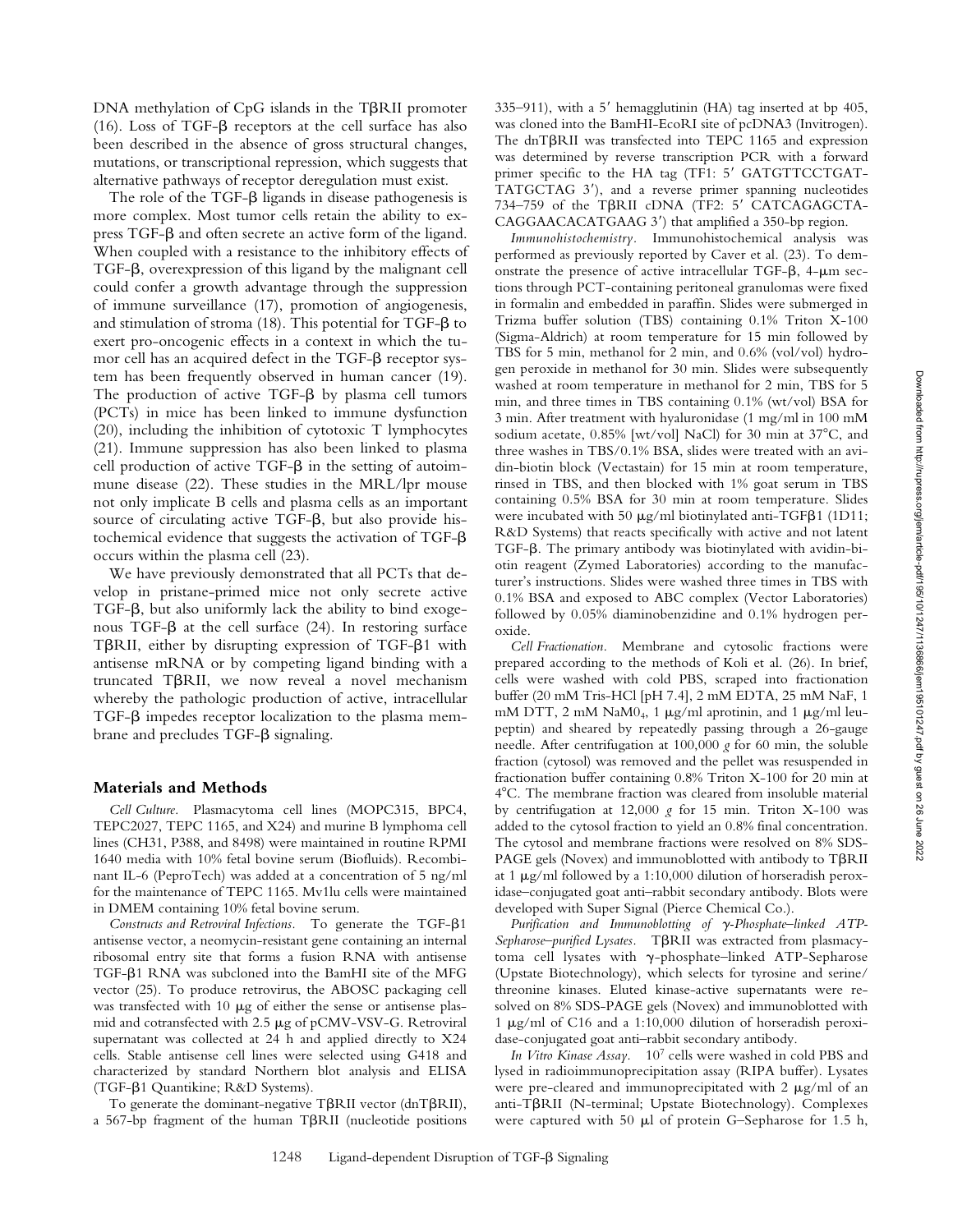DNA methylation of CpG islands in the TβRII promoter (16). Loss of TGF-β receptors at the cell surface has also been described in the absence of gross structural changes, mutations, or transcriptional repression, which suggests that alternative pathways of receptor deregulation must exist.

The role of the TGF-β ligands in disease pathogenesis is more complex. Most tumor cells retain the ability to express TGF-β and often secrete an active form of the ligand. When coupled with a resistance to the inhibitory effects of TGF-β, overexpression of this ligand by the malignant cell could confer a growth advantage through the suppression of immune surveillance (17), promotion of angiogenesis, and stimulation of stroma (18). This potential for TGF-β to exert pro-oncogenic effects in a context in which the tumor cell has an acquired defect in the TGF-β receptor system has been frequently observed in human cancer (19). The production of active TGF-β by plasma cell tumors (PCTs) in mice has been linked to immune dysfunction (20), including the inhibition of cytotoxic T lymphocytes (21). Immune suppression has also been linked to plasma cell production of active TGF-β in the setting of autoimmune disease (22). These studies in the MRL/lpr mouse not only implicate B cells and plasma cells as an important source of circulating active TGF-β, but also provide histochemical evidence that suggests the activation of TGF-β occurs within the plasma cell (23).

We have previously demonstrated that all PCTs that develop in pristane-primed mice not only secrete active TGF-β, but also uniformly lack the ability to bind exogenous TGF-β at the cell surface (24). In restoring surface TβRII, either by disrupting expression of TGF-β1 with antisense mRNA or by competing ligand binding with a truncated TβRII, we now reveal a novel mechanism whereby the pathologic production of active, intracellular TGF-β impedes receptor localization to the plasma membrane and precludes TGF-β signaling.

## Materials and Methods

*Cell Culture.* Plasmacytoma cell lines (MOPC315, BPC4, TEPC2027, TEPC 1165, and X24) and murine B lymphoma cell lines (CH31, P388, and 8498) were maintained in routine RPMI 1640 media with 10% fetal bovine serum (Biofluids). Recombinant IL-6 (PeproTech) was added at a concentration of 5 ng/ml for the maintenance of TEPC 1165. Mv1lu cells were maintained in DMEM containing 10% fetal bovine serum.

*Constructs and Retroviral Infections.* To generate the TGF-β1 antisense vector, a neomycin-resistant gene containing an internal ribosomal entry site that forms a fusion RNA with antisense TGF-β1 RNA was subcloned into the BamHI site of the MFG vector (25). To produce retrovirus, the ABOSC packaging cell was transfected with 10 μg of either the sense or antisense plasmid and cotransfected with 2.5 μg of pCMV-VSV-G. Retroviral supernatant was collected at 24 h and applied directly to X24 cells. Stable antisense cell lines were selected using G418 and characterized by standard Northern blot analysis and ELISA (TGF-β1 Quantikine; R&D Systems).

To generate the dominant-negative TβRII vector (dnTβRII), a 567-bp fragment of the human TβRII (nucleotide positions 335–911), with a 5′ hemagglutinin (HA) tag inserted at bp 405, was cloned into the BamHI-EcoRI site of pcDNA3 (Invitrogen). The dnTβRII was transfected into TEPC 1165 and expression was determined by reverse transcription PCR with a forward primer specific to the HA tag (TF1: 5′ GATGTTCCTGATTATGCTAG 3′), and a reverse primer spanning nucleotides 734–759 of the TβRII cDNA (TF2: 5′ CATCAGAGCTACAGGAACACATGAAG 3′) that amplified a 350-bp region.

*Immunohistochemistry.* Immunohistochemical analysis was performed as previously reported by Caver et al. (23). To demonstrate the presence of active intracellular TGF-β, 4-μm sections through PCT-containing peritoneal granulomas were fixed in formalin and embedded in paraffin. Slides were submerged in Trizma buffer solution (TBS) containing 0.1% Triton X-100 (Sigma-Aldrich) at room temperature for 15 min followed by TBS for 5 min, methanol for 2 min, and 0.6% (vol/vol) hydrogen peroxide in methanol for 30 min. Slides were subsequently washed at room temperature in methanol for 2 min, TBS for 5 min, and three times in TBS containing 0.1% (wt/vol) BSA for 3 min. After treatment with hyaluronidase (1 mg/ml in 100 mM sodium acetate, 0.85% [wt/vol] NaCl) for 30 min at 37°C, and three washes in TBS/0.1% BSA, slides were treated with an avidin-biotin block (Vectastain) for 15 min at room temperature, rinsed in TBS, and then blocked with 1% goat serum in TBS containing 0.5% BSA for 30 min at room temperature. Slides were incubated with 50 μg/ml biotinylated anti-TGFβ1 (1D11; R&D Systems) that reacts specifically with active and not latent TGF-β. The primary antibody was biotinylated with avidin-biotin reagent (Zymed Laboratories) according to the manufacturer's instructions. Slides were washed three times in TBS with 0.1% BSA and exposed to ABC complex (Vector Laboratories) followed by 0.05% diaminobenzidine and 0.1% hydrogen peroxide.

*Cell Fractionation.* Membrane and cytosolic fractions were prepared according to the methods of Koli et al. (26). In brief, cells were washed with cold PBS, scraped into fractionation buffer (20 mM Tris-HCl [pH 7.4], 2 mM EDTA, 25 mM NaF, 1 mM DTT, 2 mM $NaM0_4$, 1 μg/ml aprotinin, and 1 μg/ml leupeptin) and sheared by repeatedly passing through a 26-gauge needle. After centrifugation at 100,000 *g* for 60 min, the soluble fraction (cytosol) was removed and the pellet was resuspended in fractionation buffer containing 0.8% Triton X-100 for 20 min at 4°C. The membrane fraction was cleared from insoluble material by centrifugation at 12,000 *g* for 15 min. Triton X-100 was added to the cytosol fraction to yield an 0.8% final concentration. The cytosol and membrane fractions were resolved on 8% SDS-PAGE gels (Novex) and immunoblotted with antibody to TβRII at 1 μg/ml followed by a 1:10,000 dilution of horseradish peroxidase–conjugated goat anti–rabbit secondary antibody. Blots were developed with Super Signal (Pierce Chemical Co.).

*Purification and Immunoblotting of γ-Phosphate–linked ATP-Sepharose–purified Lysates.* TβRII was extracted from plasmacytoma cell lysates with γ-phosphate–linked ATP-Sepharose (Upstate Biotechnology), which selects for tyrosine and serine/threonine kinases. Eluted kinase-active supernatants were resolved on 8% SDS-PAGE gels (Novex) and immunoblotted with 1 μg/ml of C16 and a 1:10,000 dilution of horseradish peroxidase-conjugated goat anti–rabbit secondary antibody.

*In Vitro Kinase Assay.* $10^7$ cells were washed in cold PBS and lysed in radioimmunoprecipitation assay (RIPA buffer). Lysates were pre-cleared and immunoprecipitated with 2 μg/ml of an anti-TβRII (N-terminal; Upstate Biotechnology). Complexes were captured with 50 μl of protein G–Sepharose for 1.5 h,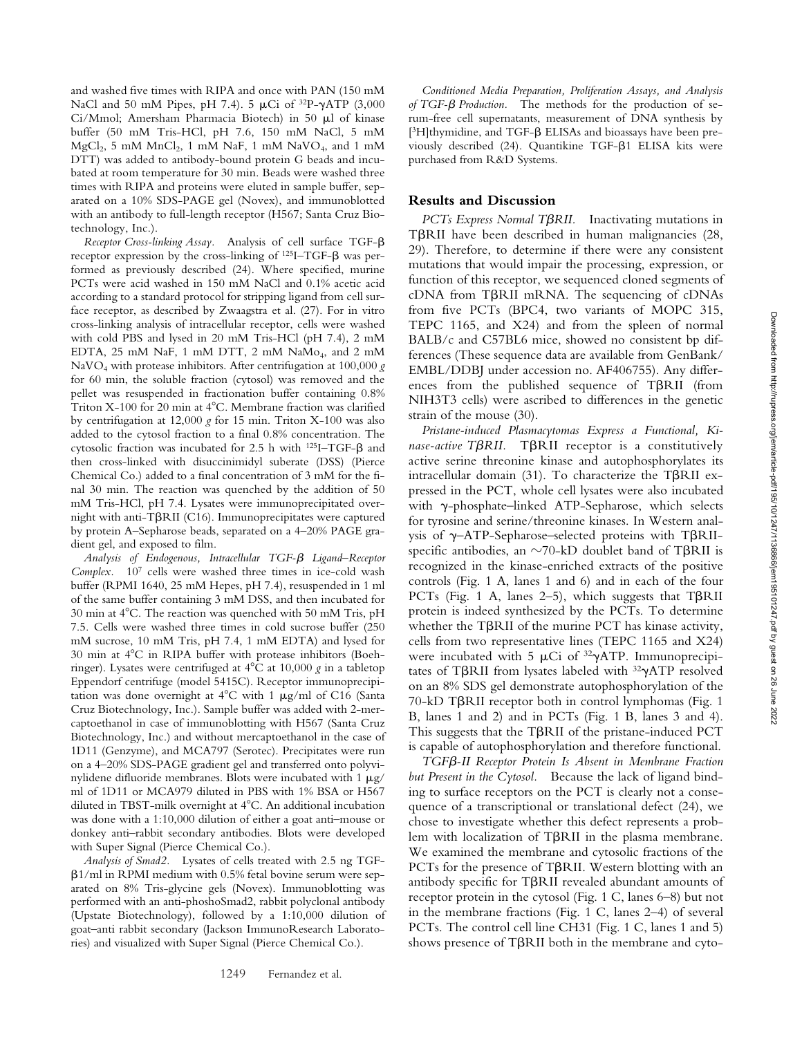and washed five times with RIPA and once with PAN (150 mM NaCl and 50 mM Pipes, pH 7.4). 5 μCi of $^{32}$P-γATP (3,000 Ci/Mmol; Amersham Pharmacia Biotech) in 50 μl of kinase buffer (50 mM Tris-HCl, pH 7.6, 150 mM NaCl, 5 mM $MgCl_2$, 5 mM $MnCl_2$, 1 mM NaF, 1 mM $NaVO_4$, and 1 mM DTT) was added to antibody-bound protein G beads and incubated at room temperature for 30 min. Beads were washed three times with RIPA and proteins were eluted in sample buffer, separated on a 10% SDS-PAGE gel (Novex), and immunoblotted with an antibody to full-length receptor (H567; Santa Cruz Biotechnology, Inc.).

*Receptor Cross-linking Assay.* Analysis of cell surface TGF-β receptor expression by the cross-linking of $^{125}$I–TGF-β was performed as previously described (24). Where specified, murine PCTs were acid washed in 150 mM NaCl and 0.1% acetic acid according to a standard protocol for stripping ligand from cell surface receptor, as described by Zwaagstra et al. (27). For in vitro cross-linking analysis of intracellular receptor, cells were washed with cold PBS and lysed in 20 mM Tris-HCl (pH 7.4), 2 mM EDTA, 25 mM NaF, 1 mM DTT, 2 mM $NaMo_4$, and 2 mM $NaVO_4$ with protease inhibitors. After centrifugation at 100,000 *g* for 60 min, the soluble fraction (cytosol) was removed and the pellet was resuspended in fractionation buffer containing 0.8% Triton X-100 for 20 min at 4°C. Membrane fraction was clarified by centrifugation at 12,000 *g* for 15 min. Triton X-100 was also added to the cytosol fraction to a final 0.8% concentration. The cytosolic fraction was incubated for 2.5 h with $^{125}$I–TGF-β and then cross-linked with disuccinimidyl suberate (DSS) (Pierce Chemical Co.) added to a final concentration of 3 mM for the final 30 min. The reaction was quenched by the addition of 50 mM Tris-HCl, pH 7.4. Lysates were immunoprecipitated overnight with anti-TβRII (C16). Immunoprecipitates were captured by protein A–Sepharose beads, separated on a 4–20% PAGE gradient gel, and exposed to film.

*Analysis of Endogenous, Intracellular TGF-β Ligand–Receptor Complex.* $10^7$ cells were washed three times in ice-cold wash buffer (RPMI 1640, 25 mM Hepes, pH 7.4), resuspended in 1 ml of the same buffer containing 3 mM DSS, and then incubated for 30 min at 4°C. The reaction was quenched with 50 mM Tris, pH 7.5. Cells were washed three times in cold sucrose buffer (250 mM sucrose, 10 mM Tris, pH 7.4, 1 mM EDTA) and lysed for 30 min at 4°C in RIPA buffer with protease inhibitors (Boehringer). Lysates were centrifuged at 4°C at 10,000 *g* in a tabletop Eppendorf centrifuge (model 5415C). Receptor immunoprecipitation was done overnight at 4°C with 1 μg/ml of C16 (Santa Cruz Biotechnology, Inc.). Sample buffer was added with 2-mercaptoethanol in case of immunoblotting with H567 (Santa Cruz Biotechnology, Inc.) and without mercaptoethanol in the case of 1D11 (Genzyme), and MCA797 (Serotec). Precipitates were run on a 4–20% SDS-PAGE gradient gel and transferred onto polyvinylidene difluoride membranes. Blots were incubated with 1 μg/ml of 1D11 or MCA979 diluted in PBS with 1% BSA or H567 diluted in TBST-milk overnight at 4°C. An additional incubation was done with a 1:10,000 dilution of either a goat anti–mouse or donkey anti–rabbit secondary antibodies. Blots were developed with Super Signal (Pierce Chemical Co.).

*Analysis of Smad2.* Lysates of cells treated with 2.5 ng TGF-β1/ml in RPMI medium with 0.5% fetal bovine serum were separated on 8% Tris-glycine gels (Novex). Immunoblotting was performed with an anti-phoshoSmad2, rabbit polyclonal antibody (Upstate Biotechnology), followed by a 1:10,000 dilution of goat–anti rabbit secondary (Jackson ImmunoResearch Laboratories) and visualized with Super Signal (Pierce Chemical Co.).

*Conditioned Media Preparation, Proliferation Assays, and Analysis of TGF-β Production.* The methods for the production of serum-free cell supernatants, measurement of DNA synthesis by [$^3$H]thymidine, and TGF-β ELISAs and bioassays have been previously described (24). Quantikine TGF-β1 ELISA kits were purchased from R&D Systems.

## Results and Discussion

*PCTs Express Normal TβRII.* Inactivating mutations in TβRII have been described in human malignancies (28, 29). Therefore, to determine if there were any consistent mutations that would impair the processing, expression, or function of this receptor, we sequenced cloned segments of cDNA from TβRII mRNA. The sequencing of cDNAs from five PCTs (BPC4, two variants of MOPC 315, TEPC 1165, and X24) and from the spleen of normal BALB/c and C57BL6 mice, showed no consistent bp differences (These sequence data are available from GenBank/EMBL/DDBJ under accession no. AF406755). Any differences from the published sequence of TβRII (from NIH3T3 cells) were ascribed to differences in the genetic strain of the mouse (30).

*Pristane-induced Plasmacytomas Express a Functional, Kinase-active TβRII.* TβRII receptor is a constitutively active serine threonine kinase and autophosphorylates its intracellular domain (31). To characterize the TβRII expressed in the PCT, whole cell lysates were also incubated with γ-phosphate–linked ATP-Sepharose, which selects for tyrosine and serine/threonine kinases. In Western analysis of γ–ATP-Sepharose–selected proteins with TβRII-specific antibodies, an ∼70-kD doublet band of TβRII is recognized in the kinase-enriched extracts of the positive controls (Fig. 1 A, lanes 1 and 6) and in each of the four PCTs (Fig. 1 A, lanes 2–5), which suggests that TβRII protein is indeed synthesized by the PCTs. To determine whether the TβRII of the murine PCT has kinase activity, cells from two representative lines (TEPC 1165 and X24) were incubated with 5 μCi of $^{32}$γATP. Immunoprecipitates of TβRII from lysates labeled with $^{32}$γATP resolved on an 8% SDS gel demonstrate autophosphorylation of the 70-kD TβRII receptor both in control lymphomas (Fig. 1 B, lanes 1 and 2) and in PCTs (Fig. 1 B, lanes 3 and 4). This suggests that the TβRII of the pristane-induced PCT is capable of autophosphorylation and therefore functional.

*TGFβ-II Receptor Protein Is Absent in Membrane Fraction but Present in the Cytosol.* Because the lack of ligand binding to surface receptors on the PCT is clearly not a consequence of a transcriptional or translational defect (24), we chose to investigate whether this defect represents a problem with localization of TβRII in the plasma membrane. We examined the membrane and cytosolic fractions of the PCTs for the presence of TβRII. Western blotting with an antibody specific for TβRII revealed abundant amounts of receptor protein in the cytosol (Fig. 1 C, lanes 6–8) but not in the membrane fractions (Fig. 1 C, lanes 2–4) of several PCTs. The control cell line CH31 (Fig. 1 C, lanes 1 and 5) shows presence of TβRII both in the membrane and cyto-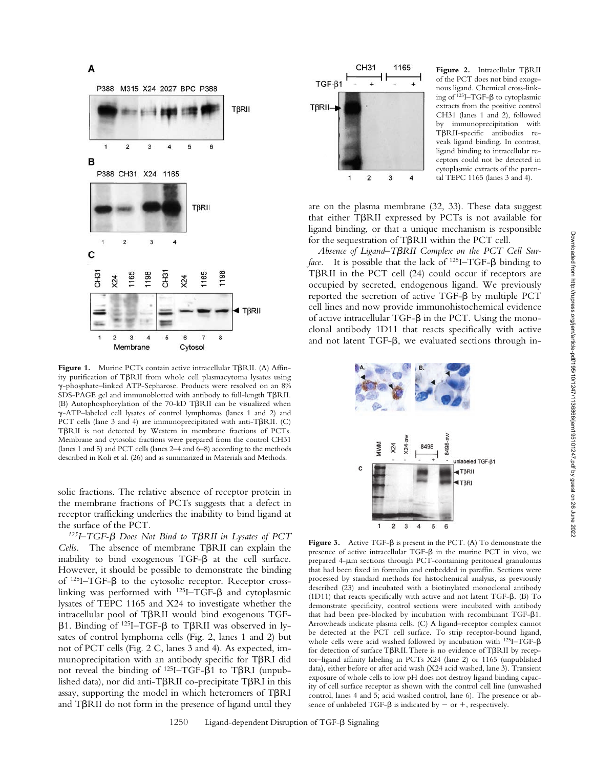**Figure 1.** Murine PCTs contain active intracellular TβRII. (A) Affinity purification of TβRII from whole cell plasmacytoma lysates using γ-phosphate–linked ATP-Sepharose. Products were resolved on an 8% SDS-PAGE gel and immunoblotted with antibody to full-length TβRII. (B) Autophosphorylation of the 70-kD TβRII can be visualized when γ-ATP–labeled cell lysates of control lymphomas (lanes 1 and 2) and PCT cells (lane 3 and 4) are immunoprecipitated with anti-TβRII. (C) TβRII is not detected by Western in membrane fractions of PCTs. Membrane and cytosolic fractions were prepared from the control CH31 (lanes 1 and 5) and PCT cells (lanes 2–4 and 6–8) according to the methods described in Koli et al. (26) and as summarized in Materials and Methods.

**Figure 2.** Intracellular TβRII of the PCT does not bind exogenous ligand. Chemical cross-linking of $^{125}$I–TGF-β to cytoplasmic extracts from the positive control CH31 (lanes 1 and 2), followed by immunoprecipitation with TβRII-specific antibodies reveals ligand binding. In contrast, ligand binding to intracellular receptors could not be detected in cytoplasmic extracts of the parental TEPC 1165 (lanes 3 and 4).

solic fractions. The relative absence of receptor protein in the membrane fractions of PCTs suggests that a defect in receptor trafficking underlies the inability to bind ligand at the surface of the PCT.

*$^{125}$I–TGF-β Does Not Bind to TβRII in Lysates of PCT Cells.* The absence of membrane TβRII can explain the inability to bind exogenous TGF-β at the cell surface. However, it should be possible to demonstrate the binding of $^{125}$I–TGF-β to the cytosolic receptor. Receptor cross-linking was performed with $^{125}$I–TGF-β and cytoplasmic lysates of TEPC 1165 and X24 to investigate whether the intracellular pool of TβRII would bind exogenous TGF-β1. Binding of $^{125}$I–TGF-β to TβRII was observed in lysates of control lymphoma cells (Fig. 2, lanes 1 and 2) but not of PCT cells (Fig. 2 C, lanes 3 and 4). As expected, immunoprecipitation with an antibody specific for TβRI did not reveal the binding of $^{125}$I–TGF-β1 to TβRI (unpublished data), nor did anti-TβRII co-precipitate TβRI in this assay, supporting the model in which heteromers of TβRI and TβRII do not form in the presence of ligand until they are on the plasma membrane (32, 33). These data suggest that either TβRII expressed by PCTs is not available for ligand binding, or that a unique mechanism is responsible for the sequestration of TβRII within the PCT cell.

*Absence of Ligand–TβRII Complex on the PCT Cell Surface.* It is possible that the lack of $^{125}$I–TGF-β binding to TβRII in the PCT cell (24) could occur if receptors are occupied by secreted, endogenous ligand. We previously reported the secretion of active TGF-β by multiple PCT cell lines and now provide immunohistochemical evidence of active intracellular TGF-β in the PCT. Using the monoclonal antibody 1D11 that reacts specifically with active and not latent TGF-β, we evaluated sections through in-

**Figure 3.** Active TGF-β is present in the PCT. (A) To demonstrate the presence of active intracellular TGF-β in the murine PCT in vivo, we prepared 4-μm sections through PCT-containing peritoneal granulomas that had been fixed in formalin and embedded in paraffin. Sections were processed by standard methods for histochemical analysis, as previously described (23) and incubated with a biotinylated monoclonal antibody (1D11) that reacts specifically with active and not latent TGF-β. (B) To demonstrate specificity, control sections were incubated with antibody that had been pre-blocked by incubation with recombinant TGF-β1. Arrowheads indicate plasma cells. (C) A ligand–receptor complex cannot be detected at the PCT cell surface. To strip receptor-bound ligand, whole cells were acid washed followed by incubation with $^{125}$I–TGF-β for detection of surface TβRII. There is no evidence of TβRII by receptor–ligand affinity labeling in PCTs X24 (lane 2) or 1165 (unpublished data), either before or after acid wash (X24 acid washed, lane 3). Transient exposure of whole cells to low pH does not destroy ligand binding capacity of cell surface receptor as shown with the control cell line (unwashed control, lanes 4 and 5; acid washed control, lane 6). The presence or absence of unlabeled TGF-β is indicated by − or +, respectively.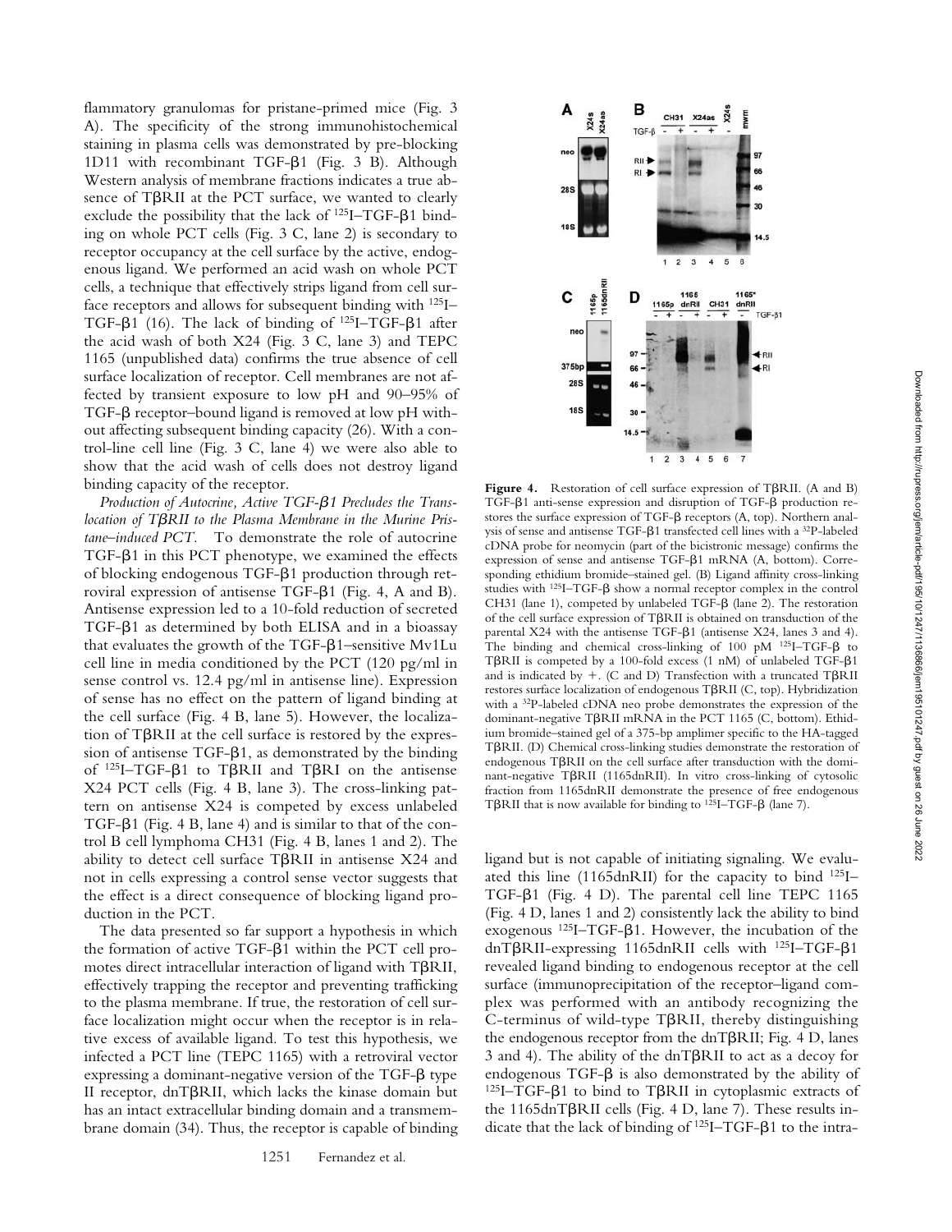flammatory granulomas for pristane-primed mice (Fig. 3 A). The specificity of the strong immunohistochemical staining in plasma cells was demonstrated by pre-blocking 1D11 with recombinant TGF-β1 (Fig. 3 B). Although Western analysis of membrane fractions indicates a true absence of TβRII at the PCT surface, we wanted to clearly exclude the possibility that the lack of $^{125}$I–TGF-β1 binding on whole PCT cells (Fig. 3 C, lane 2) is secondary to receptor occupancy at the cell surface by the active, endogenous ligand. We performed an acid wash on whole PCT cells, a technique that effectively strips ligand from cell surface receptors and allows for subsequent binding with $^{125}$I–TGF-β1 (16). The lack of binding of $^{125}$I–TGF-β1 after the acid wash of both X24 (Fig. 3 C, lane 3) and TEPC 1165 (unpublished data) confirms the true absence of cell surface localization of receptor. Cell membranes are not affected by transient exposure to low pH and 90–95% of TGF-β receptor–bound ligand is removed at low pH without affecting subsequent binding capacity (26). With a control-line cell line (Fig. 3 C, lane 4) we were also able to show that the acid wash of cells does not destroy ligand binding capacity of the receptor.

*Production of Autocrine, Active TGF-β1 Precludes the Translocation of TβRII to the Plasma Membrane in the Murine Pristane–induced PCT.* To demonstrate the role of autocrine TGF-β1 in this PCT phenotype, we examined the effects of blocking endogenous TGF-β1 production through retroviral expression of antisense TGF-β1 (Fig. 4, A and B). Antisense expression led to a 10-fold reduction of secreted TGF-β1 as determined by both ELISA and in a bioassay that evaluates the growth of the TGF-β1–sensitive Mv1Lu cell line in media conditioned by the PCT (120 pg/ml in sense control vs. 12.4 pg/ml in antisense line). Expression of sense has no effect on the pattern of ligand binding at the cell surface (Fig. 4 B, lane 5). However, the localization of TβRII at the cell surface is restored by the expression of antisense TGF-β1, as demonstrated by the binding of $^{125}$I–TGF-β1 to TβRII and TβRI on the antisense X24 PCT cells (Fig. 4 B, lane 3). The cross-linking pattern on antisense X24 is competed by excess unlabeled TGF-β1 (Fig. 4 B, lane 4) and is similar to that of the control B cell lymphoma CH31 (Fig. 4 B, lanes 1 and 2). The ability to detect cell surface TβRII in antisense X24 and not in cells expressing a control sense vector suggests that the effect is a direct consequence of blocking ligand production in the PCT.

The data presented so far support a hypothesis in which the formation of active TGF-β1 within the PCT cell promotes direct intracellular interaction of ligand with TβRII, effectively trapping the receptor and preventing trafficking to the plasma membrane. If true, the restoration of cell surface localization might occur when the receptor is in relative excess of available ligand. To test this hypothesis, we infected a PCT line (TEPC 1165) with a retroviral vector expressing a dominant-negative version of the TGF-β type II receptor, dnTβRII, which lacks the kinase domain but has an intact extracellular binding domain and a transmembrane domain (34). Thus, the receptor is capable of binding ligand but is not capable of initiating signaling. We evaluated this line (1165dnRII) for the capacity to bind $^{125}$I–TGF-β1 (Fig. 4 D). The parental cell line TEPC 1165 (Fig. 4 D, lanes 1 and 2) consistently lack the ability to bind exogenous $^{125}$I–TGF-β1. However, the incubation of the dnTβRII-expressing 1165dnRII cells with $^{125}$I–TGF-β1 revealed ligand binding to endogenous receptor at the cell surface (immunoprecipitation of the receptor–ligand complex was performed with an antibody recognizing the C-terminus of wild-type TβRII, thereby distinguishing the endogenous receptor from the dnTβRII; Fig. 4 D, lanes 3 and 4). The ability of the dnTβRII to act as a decoy for endogenous TGF-β is also demonstrated by the ability of $^{125}$I–TGF-β1 to bind to TβRII in cytoplasmic extracts of the 1165dnTβRII cells (Fig. 4 D, lane 7). These results indicate that the lack of binding of $^{125}$I–TGF-β1 to the intra-

**Figure 4.** Restoration of cell surface expression of TβRII. (A and B) TGF-β1 anti-sense expression and disruption of TGF-β production restores the surface expression of TGF-β receptors (A, top). Northern analysis of sense and antisense TGF-β1 transfected cell lines with a $^{32}$P-labeled cDNA probe for neomycin (part of the bicistronic message) confirms the expression of sense and antisense TGF-β1 mRNA (A, bottom). Corresponding ethidium bromide–stained gel. (B) Ligand affinity cross-linking studies with $^{125}$I–TGF-β show a normal receptor complex in the control CH31 (lane 1), competed by unlabeled TGF-β (lane 2). The restoration of the cell surface expression of TβRII is obtained on transduction of the parental X24 with the antisense TGF-β1 (antisense X24, lanes 3 and 4). The binding and chemical cross-linking of 100 pM $^{125}$I–TGF-β to TβRII is competed by a 100-fold excess (1 nM) of unlabeled TGF-β1 and is indicated by +. (C and D) Transfection with a truncated TβRII restores surface localization of endogenous TβRII (C, top). Hybridization with a $^{32}$P-labeled cDNA neo probe demonstrates the expression of the dominant-negative TβRII mRNA in the PCT 1165 (C, bottom). Ethidium bromide–stained gel of a 375-bp amplimer specific to the HA-tagged TβRII. (D) Chemical cross-linking studies demonstrate the restoration of endogenous TβRII on the cell surface after transduction with the dominant-negative TβRII (1165dnRII). In vitro cross-linking of cytosolic fraction from 1165dnRII demonstrate the presence of free endogenous TβRII that is now available for binding to $^{125}$I–TGF-β (lane 7).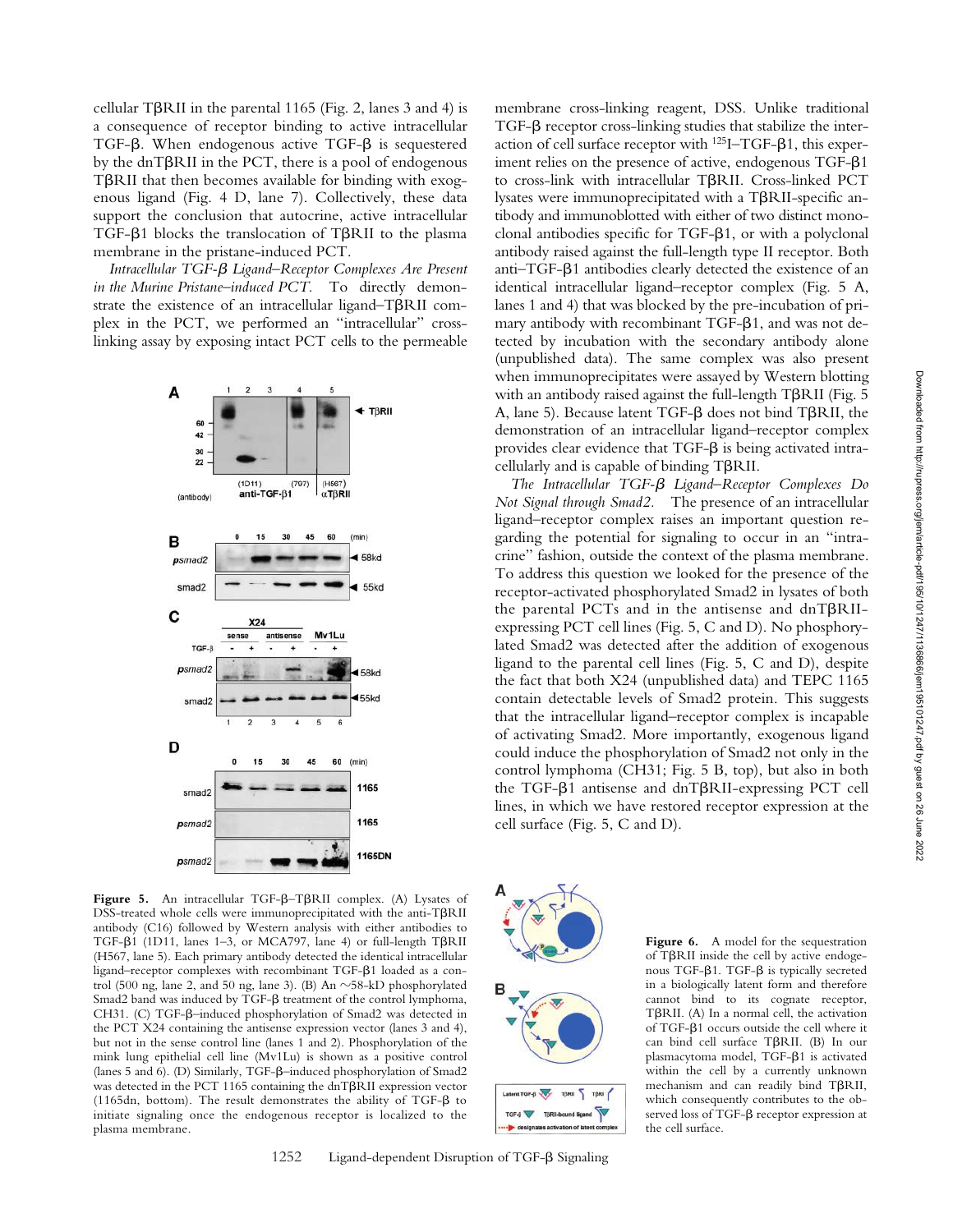cellular TβRII in the parental 1165 (Fig. 2, lanes 3 and 4) is a consequence of receptor binding to active intracellular TGF-β. When endogenous active TGF-β is sequestered by the dnTβRII in the PCT, there is a pool of endogenous TβRII that then becomes available for binding with exogenous ligand (Fig. 4 D, lane 7). Collectively, these data support the conclusion that autocrine, active intracellular TGF-β1 blocks the translocation of TβRII to the plasma membrane in the pristane-induced PCT.

*Intracellular TGF-β Ligand–Receptor Complexes Are Present in the Murine Pristane–induced PCT.* To directly demonstrate the existence of an intracellular ligand–TβRII complex in the PCT, we performed an "intracellular" cross-linking assay by exposing intact PCT cells to the permeable membrane cross-linking reagent, DSS. Unlike traditional TGF-β receptor cross-linking studies that stabilize the interaction of cell surface receptor with $^{125}$I–TGF-β1, this experiment relies on the presence of active, endogenous TGF-β1 to cross-link with intracellular TβRII. Cross-linked PCT lysates were immunoprecipitated with a TβRII-specific antibody and immunoblotted with either of two distinct monoclonal antibodies specific for TGF-β1, or with a polyclonal antibody raised against the full-length type II receptor. Both anti–TGF-β1 antibodies clearly detected the existence of an identical intracellular ligand–receptor complex (Fig. 5 A, lanes 1 and 4) that was blocked by the pre-incubation of primary antibody with recombinant TGF-β1, and was not detected by incubation with the secondary antibody alone (unpublished data). The same complex was also present when immunoprecipitates were assayed by Western blotting with an antibody raised against the full-length TβRII (Fig. 5 A, lane 5). Because latent TGF-β does not bind TβRII, the demonstration of an intracellular ligand–receptor complex provides clear evidence that TGF-β is being activated intracellularly and is capable of binding TβRII.

*The Intracellular TGF-β Ligand–Receptor Complexes Do Not Signal through Smad2.* The presence of an intracellular ligand–receptor complex raises an important question regarding the potential for signaling to occur in an "intracrine" fashion, outside the context of the plasma membrane. To address this question we looked for the presence of the receptor-activated phosphorylated Smad2 in lysates of both the parental PCTs and in the antisense and dnTβRII-expressing PCT cell lines (Fig. 5, C and D). No phosphorylated Smad2 was detected after the addition of exogenous ligand to the parental cell lines (Fig. 5, C and D), despite the fact that both X24 (unpublished data) and TEPC 1165 contain detectable levels of Smad2 protein. This suggests that the intracellular ligand–receptor complex is incapable of activating Smad2. More importantly, exogenous ligand could induce the phosphorylation of Smad2 not only in the control lymphoma (CH31; Fig. 5 B, top), but also in both the TGF-β1 antisense and dnTβRII-expressing PCT cell lines, in which we have restored receptor expression at the cell surface (Fig. 5, C and D).

**Figure 5.** An intracellular TGF-β–TβRII complex. (A) Lysates of DSS-treated whole cells were immunoprecipitated with the anti-TβRII antibody (C16) followed by Western analysis with either antibodies to TGF-β1 (1D11, lanes 1–3, or MCA797, lane 4) or full-length TβRII (H567, lane 5). Each primary antibody detected the identical intracellular ligand–receptor complexes with recombinant TGF-β1 loaded as a control (500 ng, lane 2, and 50 ng, lane 3). (B) An ~58-kD phosphorylated Smad2 band was induced by TGF-β treatment of the control lymphoma, CH31. (C) TGF-β–induced phosphorylation of Smad2 was detected in the PCT X24 containing the antisense expression vector (lanes 3 and 4), but not in the sense control line (lanes 1 and 2). Phosphorylation of the mink lung epithelial cell line (Mv1Lu) is shown as a positive control (lanes 5 and 6). (D) Similarly, TGF-β–induced phosphorylation of Smad2 was detected in the PCT 1165 containing the dnTβRII expression vector (1165dn, bottom). The result demonstrates the ability of TGF-β to initiate signaling once the endogenous receptor is localized to the plasma membrane.

**Figure 6.** A model for the sequestration of TβRII inside the cell by active endogenous TGF-β1. TGF-β is typically secreted in a biologically latent form and therefore cannot bind to its cognate receptor, TβRII. (A) In a normal cell, the activation of TGF-β1 occurs outside the cell where it can bind cell surface TβRII. (B) In our plasmacytoma model, TGF-β1 is activated within the cell by a currently unknown mechanism and can readily bind TβRII, which consequently contributes to the observed loss of TGF-β receptor expression at the cell surface.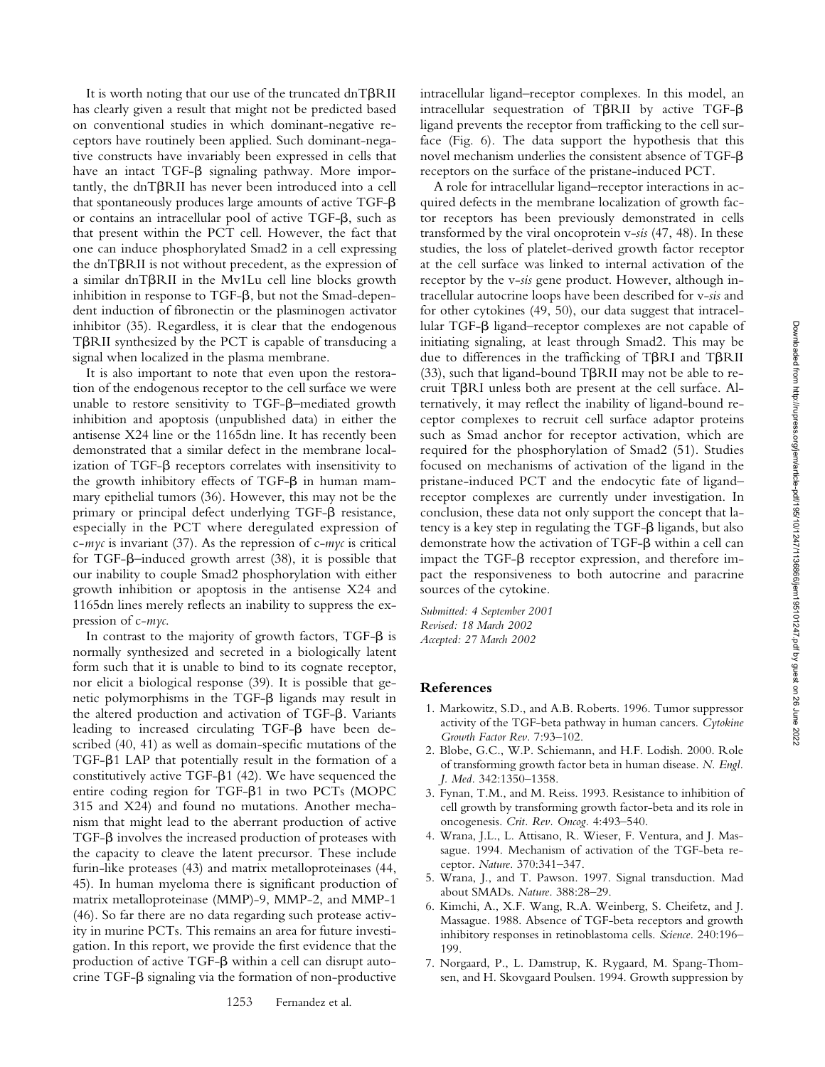It is worth noting that our use of the truncated dnTβRII has clearly given a result that might not be predicted based on conventional studies in which dominant-negative receptors have routinely been applied. Such dominant-negative constructs have invariably been expressed in cells that have an intact TGF-β signaling pathway. More importantly, the dnTβRII has never been introduced into a cell that spontaneously produces large amounts of active TGF-β or contains an intracellular pool of active TGF-β, such as that present within the PCT cell. However, the fact that one can induce phosphorylated Smad2 in a cell expressing the dnTβRII is not without precedent, as the expression of a similar dnTβRII in the Mv1Lu cell line blocks growth inhibition in response to TGF-β, but not the Smad-dependent induction of fibronectin or the plasminogen activator inhibitor (35). Regardless, it is clear that the endogenous TβRII synthesized by the PCT is capable of transducing a signal when localized in the plasma membrane.

It is also important to note that even upon the restoration of the endogenous receptor to the cell surface we were unable to restore sensitivity to TGF-β–mediated growth inhibition and apoptosis (unpublished data) in either the antisense X24 line or the 1165dn line. It has recently been demonstrated that a similar defect in the membrane localization of TGF-β receptors correlates with insensitivity to the growth inhibitory effects of TGF-β in human mammary epithelial tumors (36). However, this may not be the primary or principal defect underlying TGF-β resistance, especially in the PCT where deregulated expression of c-*myc* is invariant (37). As the repression of c-*myc* is critical for TGF-β–induced growth arrest (38), it is possible that our inability to couple Smad2 phosphorylation with either growth inhibition or apoptosis in the antisense X24 and 1165dn lines merely reflects an inability to suppress the expression of c-*myc*.

In contrast to the majority of growth factors, TGF-β is normally synthesized and secreted in a biologically latent form such that it is unable to bind to its cognate receptor, nor elicit a biological response (39). It is possible that genetic polymorphisms in the TGF-β ligands may result in the altered production and activation of TGF-β. Variants leading to increased circulating TGF-β have been described (40, 41) as well as domain-specific mutations of the TGF-β1 LAP that potentially result in the formation of a constitutively active TGF-β1 (42). We have sequenced the entire coding region for TGF-β1 in two PCTs (MOPC 315 and X24) and found no mutations. Another mechanism that might lead to the aberrant production of active TGF-β involves the increased production of proteases with the capacity to cleave the latent precursor. These include furin-like proteases (43) and matrix metalloproteinases (44, 45). In human myeloma there is significant production of matrix metalloproteinase (MMP)-9, MMP-2, and MMP-1 (46). So far there are no data regarding such protease activity in murine PCTs. This remains an area for future investigation. In this report, we provide the first evidence that the production of active TGF-β within a cell can disrupt autocrine TGF-β signaling via the formation of non-productive intracellular ligand–receptor complexes. In this model, an intracellular sequestration of TβRII by active TGF-β ligand prevents the receptor from trafficking to the cell surface (Fig. 6). The data support the hypothesis that this novel mechanism underlies the consistent absence of TGF-β receptors on the surface of the pristane-induced PCT.

A role for intracellular ligand–receptor interactions in acquired defects in the membrane localization of growth factor receptors has been previously demonstrated in cells transformed by the viral oncoprotein v-*sis* (47, 48). In these studies, the loss of platelet-derived growth factor receptor at the cell surface was linked to internal activation of the receptor by the v-*sis* gene product. However, although intracellular autocrine loops have been described for v-*sis* and for other cytokines (49, 50), our data suggest that intracellular TGF-β ligand–receptor complexes are not capable of initiating signaling, at least through Smad2. This may be due to differences in the trafficking of TβRI and TβRII (33), such that ligand-bound TβRII may not be able to recruit TβRI unless both are present at the cell surface. Alternatively, it may reflect the inability of ligand-bound receptor complexes to recruit cell surface adaptor proteins such as Smad anchor for receptor activation, which are required for the phosphorylation of Smad2 (51). Studies focused on mechanisms of activation of the ligand in the pristane-induced PCT and the endocytic fate of ligand–receptor complexes are currently under investigation. In conclusion, these data not only support the concept that latency is a key step in regulating the TGF-β ligands, but also demonstrate how the activation of TGF-β within a cell can impact the TGF-β receptor expression, and therefore impact the responsiveness to both autocrine and paracrine sources of the cytokine.

*Submitted: 4 September 2001*
*Revised: 18 March 2002*
*Accepted: 27 March 2002*

## References

1. Markowitz, S.D., and A.B. Roberts. 1996. Tumor suppressor activity of the TGF-beta pathway in human cancers. *Cytokine Growth Factor Rev.* 7:93–102.
2. Blobe, G.C., W.P. Schiemann, and H.F. Lodish. 2000. Role of transforming growth factor beta in human disease. *N. Engl. J. Med.* 342:1350–1358.
3. Fynan, T.M., and M. Reiss. 1993. Resistance to inhibition of cell growth by transforming growth factor-beta and its role in oncogenesis. *Crit. Rev. Oncog.* 4:493–540.
4. Wrana, J.L., L. Attisano, R. Wieser, F. Ventura, and J. Massague. 1994. Mechanism of activation of the TGF-beta receptor. *Nature.* 370:341–347.
5. Wrana, J., and T. Pawson. 1997. Signal transduction. Mad about SMADs. *Nature.* 388:28–29.
6. Kimchi, A., X.F. Wang, R.A. Weinberg, S. Cheifetz, and J. Massague. 1988. Absence of TGF-beta receptors and growth inhibitory responses in retinoblastoma cells. *Science.* 240:196–199.
7. Norgaard, P., L. Damstrup, K. Rygaard, M. Spang-Thomsen, and H. Skovgaard Poulsen. 1994. Growth suppression by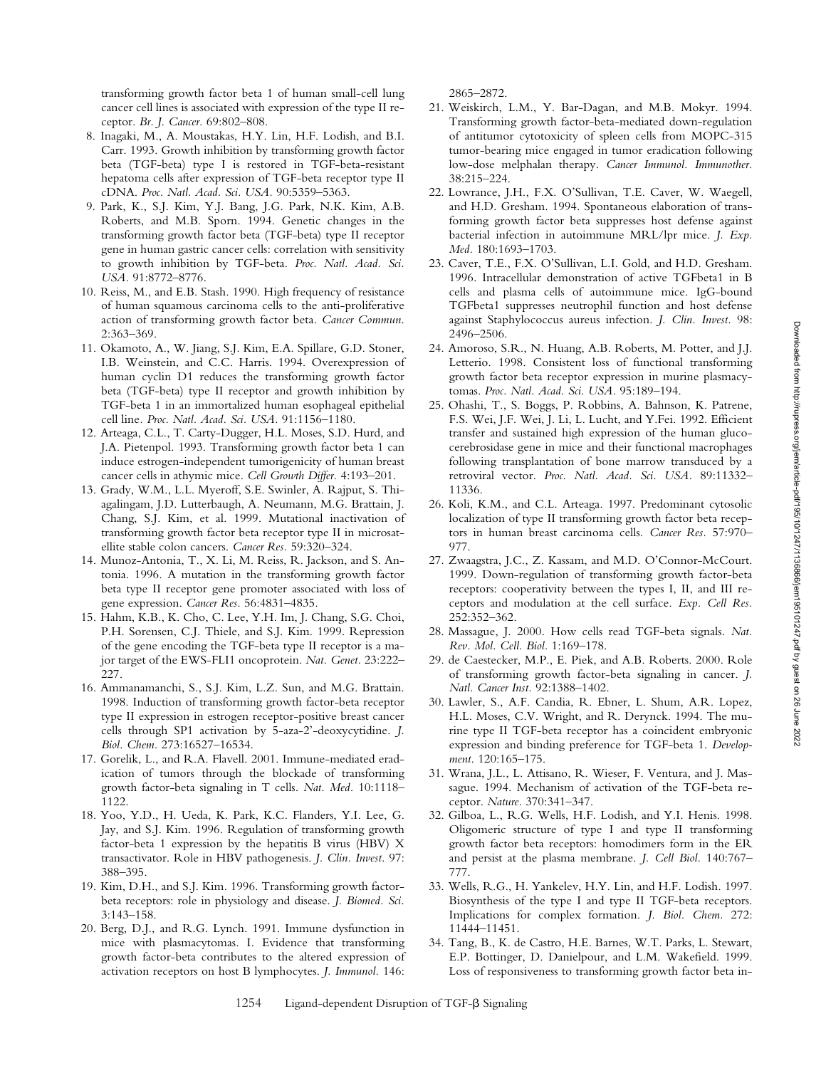transforming growth factor beta 1 of human small-cell lung cancer cell lines is associated with expression of the type II receptor. *Br. J. Cancer.* 69:802–808.

8. Inagaki, M., A. Moustakas, H.Y. Lin, H.F. Lodish, and B.I. Carr. 1993. Growth inhibition by transforming growth factor beta (TGF-beta) type I is restored in TGF-beta-resistant hepatoma cells after expression of TGF-beta receptor type II cDNA. *Proc. Natl. Acad. Sci. USA.* 90:5359–5363.
9. Park, K., S.J. Kim, Y.J. Bang, J.G. Park, N.K. Kim, A.B. Roberts, and M.B. Sporn. 1994. Genetic changes in the transforming growth factor beta (TGF-beta) type II receptor gene in human gastric cancer cells: correlation with sensitivity to growth inhibition by TGF-beta. *Proc. Natl. Acad. Sci. USA.* 91:8772–8776.
10. Reiss, M., and E.B. Stash. 1990. High frequency of resistance of human squamous carcinoma cells to the anti-proliferative action of transforming growth factor beta. *Cancer Commun.* 2:363–369.
11. Okamoto, A., W. Jiang, S.J. Kim, E.A. Spillare, G.D. Stoner, I.B. Weinstein, and C.C. Harris. 1994. Overexpression of human cyclin D1 reduces the transforming growth factor beta (TGF-beta) type II receptor and growth inhibition by TGF-beta 1 in an immortalized human esophageal epithelial cell line. *Proc. Natl. Acad. Sci. USA.* 91:1156–1180.
12. Arteaga, C.L., T. Carty-Dugger, H.L. Moses, S.D. Hurd, and J.A. Pietenpol. 1993. Transforming growth factor beta 1 can induce estrogen-independent tumorigenicity of human breast cancer cells in athymic mice. *Cell Growth Differ.* 4:193–201.
13. Grady, W.M., L.L. Myeroff, S.E. Swinler, A. Rajput, S. Thiagalingam, J.D. Lutterbaugh, A. Neumann, M.G. Brattain, J. Chang, S.J. Kim, et al. 1999. Mutational inactivation of transforming growth factor beta receptor type II in microsatellite stable colon cancers. *Cancer Res.* 59:320–324.
14. Munoz-Antonia, T., X. Li, M. Reiss, R. Jackson, and S. Antonia. 1996. A mutation in the transforming growth factor beta type II receptor gene promoter associated with loss of gene expression. *Cancer Res.* 56:4831–4835.
15. Hahm, K.B., K. Cho, C. Lee, Y.H. Im, J. Chang, S.G. Choi, P.H. Sorensen, C.J. Thiele, and S.J. Kim. 1999. Repression of the gene encoding the TGF-beta type II receptor is a major target of the EWS-FLI1 oncoprotein. *Nat. Genet.* 23:222–227.
16. Ammanamanchi, S., S.J. Kim, L.Z. Sun, and M.G. Brattain. 1998. Induction of transforming growth factor-beta receptor type II expression in estrogen receptor-positive breast cancer cells through SP1 activation by 5-aza-2'-deoxycytidine. *J. Biol. Chem.* 273:16527–16534.
17. Gorelik, L., and R.A. Flavell. 2001. Immune-mediated eradication of tumors through the blockade of transforming growth factor-beta signaling in T cells. *Nat. Med.* 10:1118–1122.
18. Yoo, Y.D., H. Ueda, K. Park, K.C. Flanders, Y.I. Lee, G. Jay, and S.J. Kim. 1996. Regulation of transforming growth factor-beta 1 expression by the hepatitis B virus (HBV) X transactivator. Role in HBV pathogenesis. *J. Clin. Invest.* 97:388–395.
19. Kim, D.H., and S.J. Kim. 1996. Transforming growth factor-beta receptors: role in physiology and disease. *J. Biomed. Sci.* 3:143–158.
20. Berg, D.J., and R.G. Lynch. 1991. Immune dysfunction in mice with plasmacytomas. I. Evidence that transforming growth factor-beta contributes to the altered expression of activation receptors on host B lymphocytes. *J. Immunol.* 146:2865–2872.
21. Weiskirch, L.M., Y. Bar-Dagan, and M.B. Mokyr. 1994. Transforming growth factor-beta-mediated down-regulation of antitumor cytotoxicity of spleen cells from MOPC-315 tumor-bearing mice engaged in tumor eradication following low-dose melphalan therapy. *Cancer Immunol. Immunother.* 38:215–224.
22. Lowrance, J.H., F.X. O'Sullivan, T.E. Caver, W. Waegell, and H.D. Gresham. 1994. Spontaneous elaboration of transforming growth factor beta suppresses host defense against bacterial infection in autoimmune MRL/lpr mice. *J. Exp. Med.* 180:1693–1703.
23. Caver, T.E., F.X. O'Sullivan, L.I. Gold, and H.D. Gresham. 1996. Intracellular demonstration of active TGFbeta1 in B cells and plasma cells of autoimmune mice. IgG-bound TGFbeta1 suppresses neutrophil function and host defense against Staphylococcus aureus infection. *J. Clin. Invest.* 98:2496–2506.
24. Amoroso, S.R., N. Huang, A.B. Roberts, M. Potter, and J.J. Letterio. 1998. Consistent loss of functional transforming growth factor beta receptor expression in murine plasmacytomas. *Proc. Natl. Acad. Sci. USA.* 95:189–194.
25. Ohashi, T., S. Boggs, P. Robbins, A. Bahnson, K. Patrene, F.S. Wei, J.F. Wei, J. Li, L. Lucht, and Y.Fei. 1992. Efficient transfer and sustained high expression of the human glucocerebrosidase gene in mice and their functional macrophages following transplantation of bone marrow transduced by a retroviral vector. *Proc. Natl. Acad. Sci. USA.* 89:11332–11336.
26. Koli, K.M., and C.L. Arteaga. 1997. Predominant cytosolic localization of type II transforming growth factor beta receptors in human breast carcinoma cells. *Cancer Res.* 57:970–977.
27. Zwaagstra, J.C., Z. Kassam, and M.D. O'Connor-McCourt. 1999. Down-regulation of transforming growth factor-beta receptors: cooperativity between the types I, II, and III receptors and modulation at the cell surface. *Exp. Cell Res.* 252:352–362.
28. Massague, J. 2000. How cells read TGF-beta signals. *Nat. Rev. Mol. Cell. Biol.* 1:169–178.
29. de Caestecker, M.P., E. Piek, and A.B. Roberts. 2000. Role of transforming growth factor-beta signaling in cancer. *J. Natl. Cancer Inst.* 92:1388–1402.
30. Lawler, S., A.F. Candia, R. Ebner, L. Shum, A.R. Lopez, H.L. Moses, C.V. Wright, and R. Derynck. 1994. The murine type II TGF-beta receptor has a coincident embryonic expression and binding preference for TGF-beta 1. *Development.* 120:165–175.
31. Wrana, J.L., L. Attisano, R. Wieser, F. Ventura, and J. Massague. 1994. Mechanism of activation of the TGF-beta receptor. *Nature.* 370:341–347.
32. Gilboa, L., R.G. Wells, H.F. Lodish, and Y.I. Henis. 1998. Oligomeric structure of type I and type II transforming growth factor beta receptors: homodimers form in the ER and persist at the plasma membrane. *J. Cell Biol.* 140:767–777.
33. Wells, R.G., H. Yankelev, H.Y. Lin, and H.F. Lodish. 1997. Biosynthesis of the type I and type II TGF-beta receptors. Implications for complex formation. *J. Biol. Chem.* 272:11444–11451.
34. Tang, B., K. de Castro, H.E. Barnes, W.T. Parks, L. Stewart, E.P. Bottinger, D. Danielpour, and L.M. Wakefield. 1999. Loss of responsiveness to transforming growth factor beta in-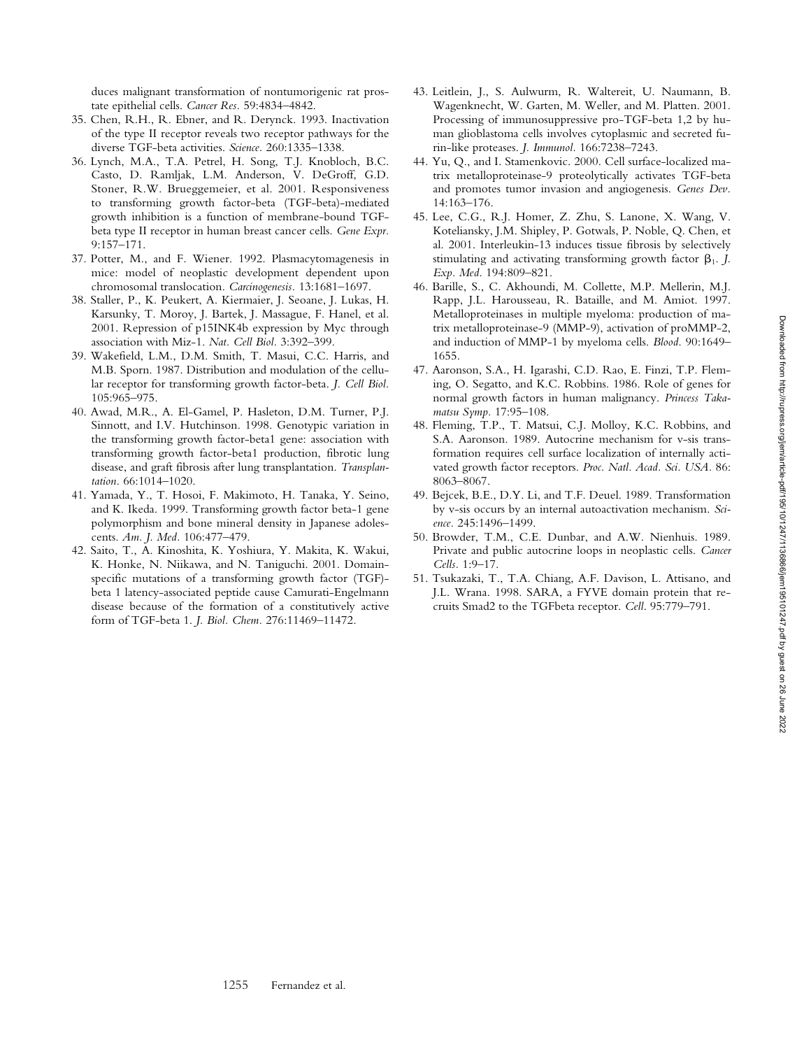duces malignant transformation of nontumorigenic rat prostate epithelial cells. *Cancer Res.* 59:4834–4842.

35. Chen, R.H., R. Ebner, and R. Derynck. 1993. Inactivation of the type II receptor reveals two receptor pathways for the diverse TGF-beta activities. *Science.* 260:1335–1338.
36. Lynch, M.A., T.A. Petrel, H. Song, T.J. Knobloch, B.C. Casto, D. Ramljak, L.M. Anderson, V. DeGroff, G.D. Stoner, R.W. Brueggemeier, et al. 2001. Responsiveness to transforming growth factor-beta (TGF-beta)-mediated growth inhibition is a function of membrane-bound TGF-beta type II receptor in human breast cancer cells. *Gene Expr.* 9:157–171.
37. Potter, M., and F. Wiener. 1992. Plasmacytomagenesis in mice: model of neoplastic development dependent upon chromosomal translocation. *Carcinogenesis.* 13:1681–1697.
38. Staller, P., K. Peukert, A. Kiermaier, J. Seoane, J. Lukas, H. Karsunky, T. Moroy, J. Bartek, J. Massague, F. Hanel, et al. 2001. Repression of p15INK4b expression by Myc through association with Miz-1. *Nat. Cell Biol.* 3:392–399.
39. Wakefield, L.M., D.M. Smith, T. Masui, C.C. Harris, and M.B. Sporn. 1987. Distribution and modulation of the cellular receptor for transforming growth factor-beta. *J. Cell Biol.* 105:965–975.
40. Awad, M.R., A. El-Gamel, P. Hasleton, D.M. Turner, P.J. Sinnott, and I.V. Hutchinson. 1998. Genotypic variation in the transforming growth factor-beta1 gene: association with transforming growth factor-beta1 production, fibrotic lung disease, and graft fibrosis after lung transplantation. *Transplantation.* 66:1014–1020.
41. Yamada, Y., T. Hosoi, F. Makimoto, H. Tanaka, Y. Seino, and K. Ikeda. 1999. Transforming growth factor beta-1 gene polymorphism and bone mineral density in Japanese adolescents. *Am. J. Med.* 106:477–479.
42. Saito, T., A. Kinoshita, K. Yoshiura, Y. Makita, K. Wakui, K. Honke, N. Niikawa, and N. Taniguchi. 2001. Domain-specific mutations of a transforming growth factor (TGF)-beta 1 latency-associated peptide cause Camurati-Engelmann disease because of the formation of a constitutively active form of TGF-beta 1. *J. Biol. Chem.* 276:11469–11472.
43. Leitlein, J., S. Aulwurm, R. Waltereit, U. Naumann, B. Wagenknecht, W. Garten, M. Weller, and M. Platten. 2001. Processing of immunosuppressive pro-TGF-beta 1,2 by human glioblastoma cells involves cytoplasmic and secreted furin-like proteases. *J. Immunol.* 166:7238–7243.
44. Yu, Q., and I. Stamenkovic. 2000. Cell surface-localized matrix metalloproteinase-9 proteolytically activates TGF-beta and promotes tumor invasion and angiogenesis. *Genes Dev.* 14:163–176.
45. Lee, C.G., R.J. Homer, Z. Zhu, S. Lanone, X. Wang, V. Koteliansky, J.M. Shipley, P. Gotwals, P. Noble, Q. Chen, et al. 2001. Interleukin-13 induces tissue fibrosis by selectively stimulating and activating transforming growth factor $\beta_1$. *J. Exp. Med.* 194:809–821.
46. Barille, S., C. Akhoundi, M. Collette, M.P. Mellerin, M.J. Rapp, J.L. Harousseau, R. Bataille, and M. Amiot. 1997. Metalloproteinases in multiple myeloma: production of matrix metalloproteinase-9 (MMP-9), activation of proMMP-2, and induction of MMP-1 by myeloma cells. *Blood.* 90:1649–1655.
47. Aaronson, S.A., H. Igarashi, C.D. Rao, E. Finzi, T.P. Fleming, O. Segatto, and K.C. Robbins. 1986. Role of genes for normal growth factors in human malignancy. *Princess Takamatsu Symp.* 17:95–108.
48. Fleming, T.P., T. Matsui, C.J. Molloy, K.C. Robbins, and S.A. Aaronson. 1989. Autocrine mechanism for v-sis transformation requires cell surface localization of internally activated growth factor receptors. *Proc. Natl. Acad. Sci. USA.* 86:8063–8067.
49. Bejcek, B.E., D.Y. Li, and T.F. Deuel. 1989. Transformation by v-sis occurs by an internal autoactivation mechanism. *Science.* 245:1496–1499.
50. Browder, T.M., C.E. Dunbar, and A.W. Nienhuis. 1989. Private and public autocrine loops in neoplastic cells. *Cancer Cells.* 1:9–17.
51. Tsukazaki, T., T.A. Chiang, A.F. Davison, L. Attisano, and J.L. Wrana. 1998. SARA, a FYVE domain protein that recruits Smad2 to the TGFbeta receptor. *Cell.* 95:779–791.